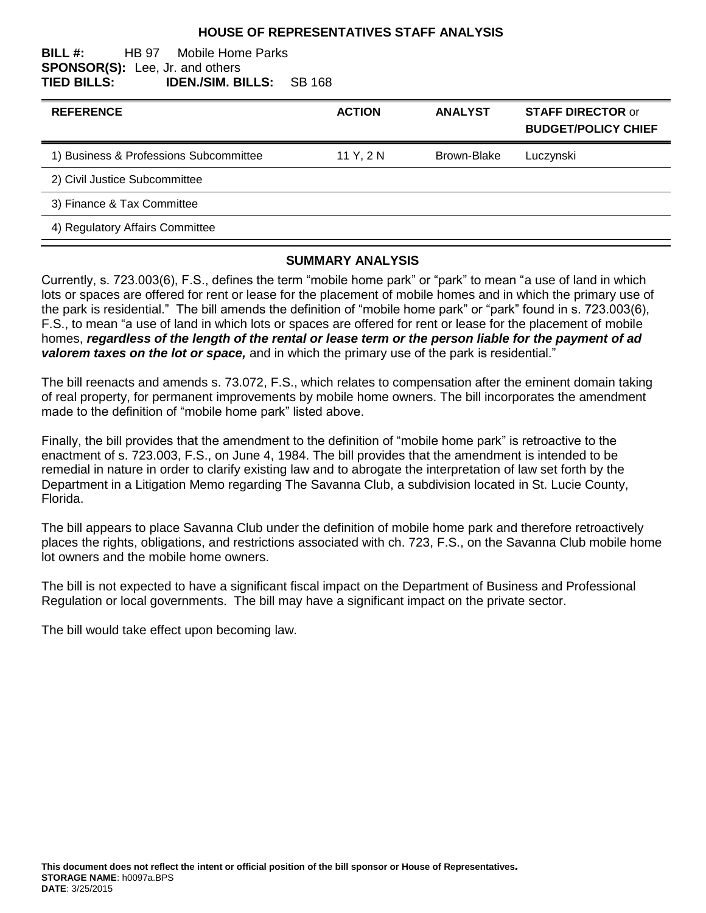# HOUSE OF REPRESENTATIVES STAFF ANALYSIS

**BILL #:** HB 97 Mobile Home Parks
**SPONSOR(S):** Lee, Jr. and others
**TIED BILLS:** **IDEN./SIM. BILLS:** SB 168

| REFERENCE | ACTION | ANALYST | STAFF DIRECTOR or BUDGET/POLICY CHIEF |
|---|---|---|---|
| 1) Business & Professions Subcommittee | 11 Y, 2 N | Brown-Blake | Luczynski |
| 2) Civil Justice Subcommittee | | | |
| 3) Finance & Tax Committee | | | |
| 4) Regulatory Affairs Committee | | | |

## SUMMARY ANALYSIS

Currently, s. 723.003(6), F.S., defines the term "mobile home park" or "park" to mean "a use of land in which lots or spaces are offered for rent or lease for the placement of mobile homes and in which the primary use of the park is residential." The bill amends the definition of "mobile home park" or "park" found in s. 723.003(6), F.S., to mean "a use of land in which lots or spaces are offered for rent or lease for the placement of mobile homes, ***regardless of the length of the rental or lease term or the person liable for the payment of ad valorem taxes on the lot or space,*** and in which the primary use of the park is residential."

The bill reenacts and amends s. 73.072, F.S., which relates to compensation after the eminent domain taking of real property, for permanent improvements by mobile home owners. The bill incorporates the amendment made to the definition of "mobile home park" listed above.

Finally, the bill provides that the amendment to the definition of "mobile home park" is retroactive to the enactment of s. 723.003, F.S., on June 4, 1984. The bill provides that the amendment is intended to be remedial in nature in order to clarify existing law and to abrogate the interpretation of law set forth by the Department in a Litigation Memo regarding The Savanna Club, a subdivision located in St. Lucie County, Florida.

The bill appears to place Savanna Club under the definition of mobile home park and therefore retroactively places the rights, obligations, and restrictions associated with ch. 723, F.S., on the Savanna Club mobile home lot owners and the mobile home owners.

The bill is not expected to have a significant fiscal impact on the Department of Business and Professional Regulation or local governments. The bill may have a significant impact on the private sector.

The bill would take effect upon becoming law.

**This document does not reflect the intent or official position of the bill sponsor or House of Representatives.**
**STORAGE NAME**: h0097a.BPS
**DATE**: 3/25/2015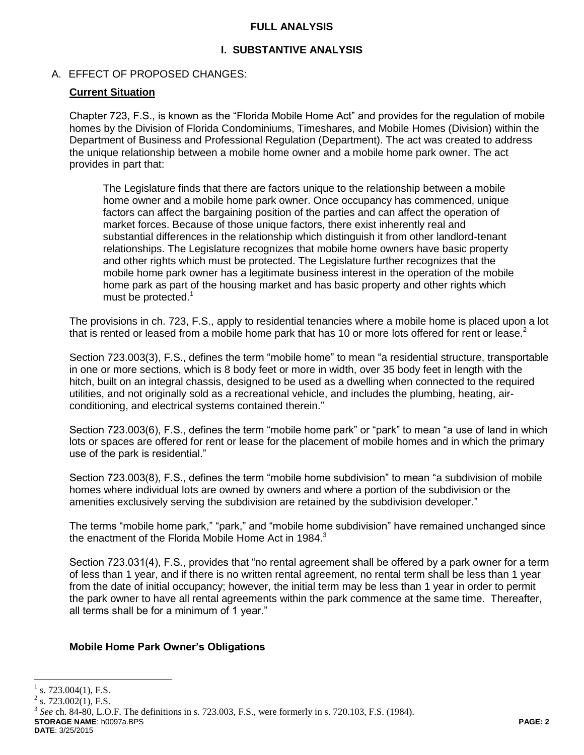**FULL ANALYSIS**

# I. SUBSTANTIVE ANALYSIS

A. EFFECT OF PROPOSED CHANGES:

**Current Situation**

Chapter 723, F.S., is known as the "Florida Mobile Home Act" and provides for the regulation of mobile homes by the Division of Florida Condominiums, Timeshares, and Mobile Homes (Division) within the Department of Business and Professional Regulation (Department). The act was created to address the unique relationship between a mobile home owner and a mobile home park owner. The act provides in part that:

> The Legislature finds that there are factors unique to the relationship between a mobile home owner and a mobile home park owner. Once occupancy has commenced, unique factors can affect the bargaining position of the parties and can affect the operation of market forces. Because of those unique factors, there exist inherently real and substantial differences in the relationship which distinguish it from other landlord-tenant relationships. The Legislature recognizes that mobile home owners have basic property and other rights which must be protected. The Legislature further recognizes that the mobile home park owner has a legitimate business interest in the operation of the mobile home park as part of the housing market and has basic property and other rights which must be protected.[1]

The provisions in ch. 723, F.S., apply to residential tenancies where a mobile home is placed upon a lot that is rented or leased from a mobile home park that has 10 or more lots offered for rent or lease.[2]

Section 723.003(3), F.S., defines the term "mobile home" to mean "a residential structure, transportable in one or more sections, which is 8 body feet or more in width, over 35 body feet in length with the hitch, built on an integral chassis, designed to be used as a dwelling when connected to the required utilities, and not originally sold as a recreational vehicle, and includes the plumbing, heating, air-conditioning, and electrical systems contained therein."

Section 723.003(6), F.S., defines the term "mobile home park" or "park" to mean "a use of land in which lots or spaces are offered for rent or lease for the placement of mobile homes and in which the primary use of the park is residential."

Section 723.003(8), F.S., defines the term "mobile home subdivision" to mean "a subdivision of mobile homes where individual lots are owned by owners and where a portion of the subdivision or the amenities exclusively serving the subdivision are retained by the subdivision developer."

The terms "mobile home park," "park," and "mobile home subdivision" have remained unchanged since the enactment of the Florida Mobile Home Act in 1984.[3]

Section 723.031(4), F.S., provides that "no rental agreement shall be offered by a park owner for a term of less than 1 year, and if there is no written rental agreement, no rental term shall be less than 1 year from the date of initial occupancy; however, the initial term may be less than 1 year in order to permit the park owner to have all rental agreements within the park commence at the same time. Thereafter, all terms shall be for a minimum of 1 year."

**Mobile Home Park Owner's Obligations**

---

[1] s. 723.004(1), F.S.

[2] s. 723.002(1), F.S.

[3] *See* ch. 84-80, L.O.F. The definitions in s. 723.003, F.S., were formerly in s. 720.103, F.S. (1984).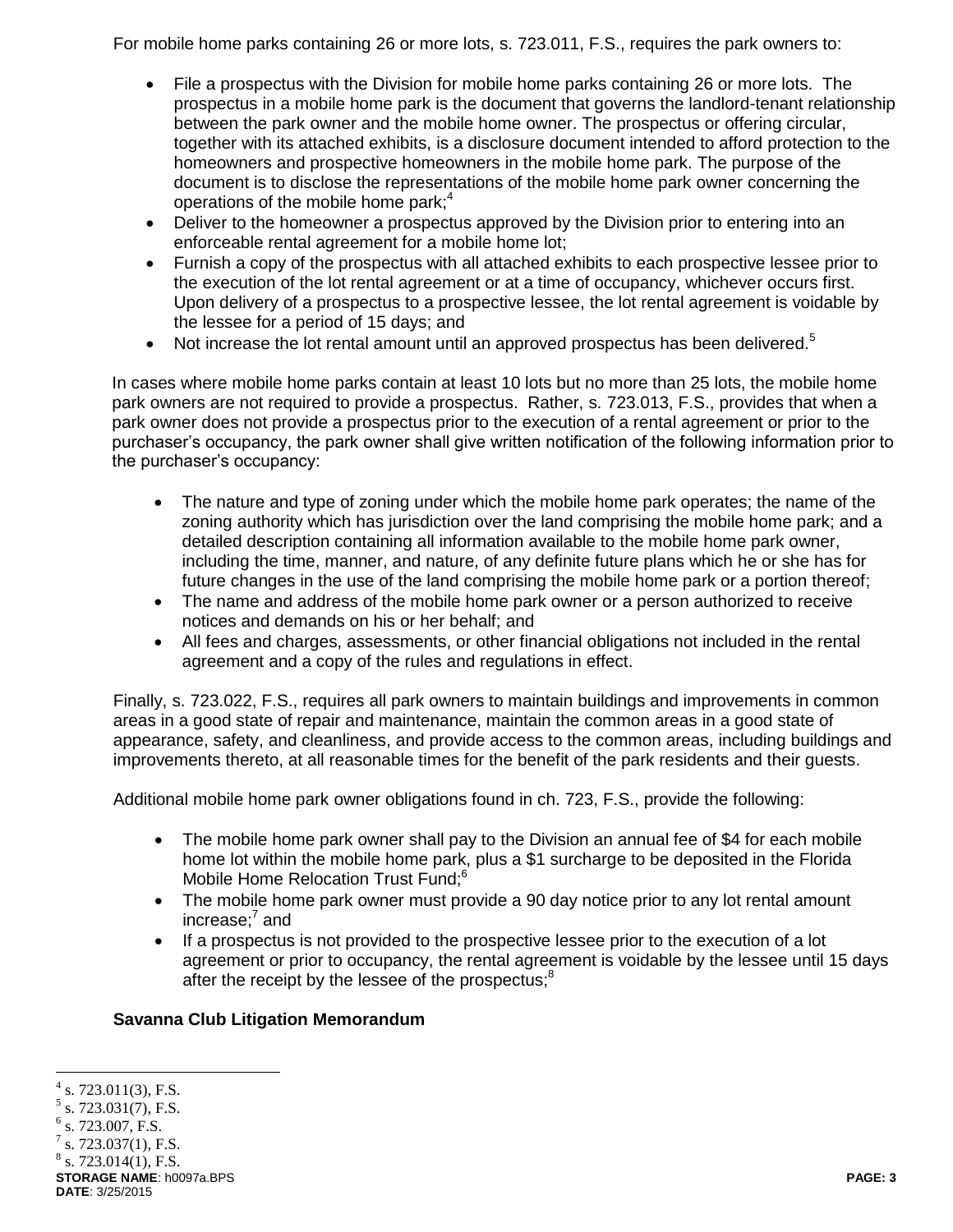For mobile home parks containing 26 or more lots, s. 723.011, F.S., requires the park owners to:

- File a prospectus with the Division for mobile home parks containing 26 or more lots. The prospectus in a mobile home park is the document that governs the landlord-tenant relationship between the park owner and the mobile home owner. The prospectus or offering circular, together with its attached exhibits, is a disclosure document intended to afford protection to the homeowners and prospective homeowners in the mobile home park. The purpose of the document is to disclose the representations of the mobile home park owner concerning the operations of the mobile home park;[4]
- Deliver to the homeowner a prospectus approved by the Division prior to entering into an enforceable rental agreement for a mobile home lot;
- Furnish a copy of the prospectus with all attached exhibits to each prospective lessee prior to the execution of the lot rental agreement or at a time of occupancy, whichever occurs first. Upon delivery of a prospectus to a prospective lessee, the lot rental agreement is voidable by the lessee for a period of 15 days; and
- Not increase the lot rental amount until an approved prospectus has been delivered.[5]

In cases where mobile home parks contain at least 10 lots but no more than 25 lots, the mobile home park owners are not required to provide a prospectus. Rather, s. 723.013, F.S., provides that when a park owner does not provide a prospectus prior to the execution of a rental agreement or prior to the purchaser's occupancy, the park owner shall give written notification of the following information prior to the purchaser's occupancy:

- The nature and type of zoning under which the mobile home park operates; the name of the zoning authority which has jurisdiction over the land comprising the mobile home park; and a detailed description containing all information available to the mobile home park owner, including the time, manner, and nature, of any definite future plans which he or she has for future changes in the use of the land comprising the mobile home park or a portion thereof;
- The name and address of the mobile home park owner or a person authorized to receive notices and demands on his or her behalf; and
- All fees and charges, assessments, or other financial obligations not included in the rental agreement and a copy of the rules and regulations in effect.

Finally, s. 723.022, F.S., requires all park owners to maintain buildings and improvements in common areas in a good state of repair and maintenance, maintain the common areas in a good state of appearance, safety, and cleanliness, and provide access to the common areas, including buildings and improvements thereto, at all reasonable times for the benefit of the park residents and their guests.

Additional mobile home park owner obligations found in ch. 723, F.S., provide the following:

- The mobile home park owner shall pay to the Division an annual fee of $4 for each mobile home lot within the mobile home park, plus a $1 surcharge to be deposited in the Florida Mobile Home Relocation Trust Fund;[6]
- The mobile home park owner must provide a 90 day notice prior to any lot rental amount increase;[7] and
- If a prospectus is not provided to the prospective lessee prior to the execution of a lot agreement or prior to occupancy, the rental agreement is voidable by the lessee until 15 days after the receipt by the lessee of the prospectus;[8]

**Savanna Club Litigation Memorandum**

[4] s. 723.011(3), F.S.
[5] s. 723.031(7), F.S.
[6] s. 723.007, F.S.
[7] s. 723.037(1), F.S.
[8] s. 723.014(1), F.S.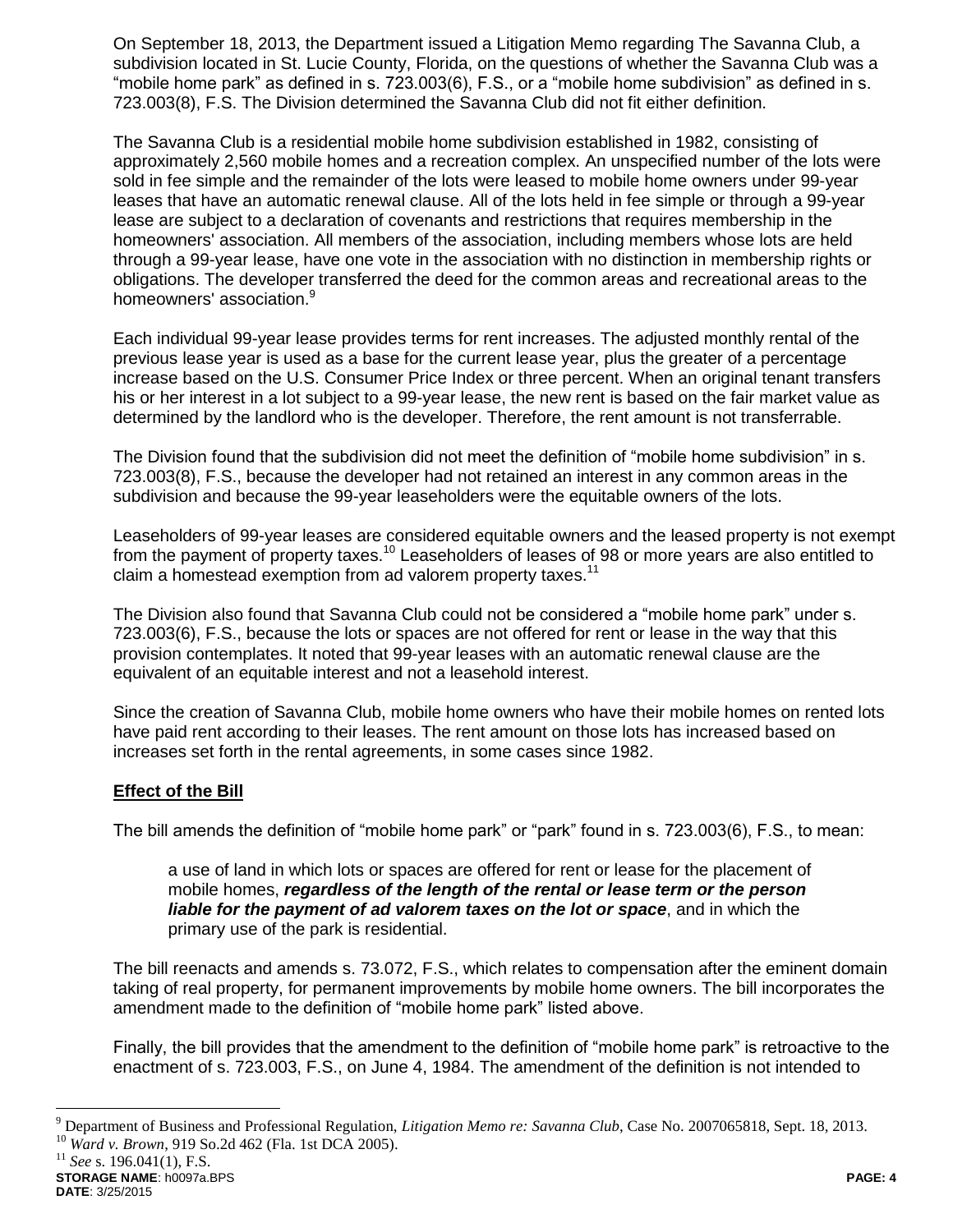On September 18, 2013, the Department issued a Litigation Memo regarding The Savanna Club, a subdivision located in St. Lucie County, Florida, on the questions of whether the Savanna Club was a "mobile home park" as defined in s. 723.003(6), F.S., or a "mobile home subdivision" as defined in s. 723.003(8), F.S. The Division determined the Savanna Club did not fit either definition.

The Savanna Club is a residential mobile home subdivision established in 1982, consisting of approximately 2,560 mobile homes and a recreation complex. An unspecified number of the lots were sold in fee simple and the remainder of the lots were leased to mobile home owners under 99-year leases that have an automatic renewal clause. All of the lots held in fee simple or through a 99-year lease are subject to a declaration of covenants and restrictions that requires membership in the homeowners' association. All members of the association, including members whose lots are held through a 99-year lease, have one vote in the association with no distinction in membership rights or obligations. The developer transferred the deed for the common areas and recreational areas to the homeowners' association.[9]

Each individual 99-year lease provides terms for rent increases. The adjusted monthly rental of the previous lease year is used as a base for the current lease year, plus the greater of a percentage increase based on the U.S. Consumer Price Index or three percent. When an original tenant transfers his or her interest in a lot subject to a 99-year lease, the new rent is based on the fair market value as determined by the landlord who is the developer. Therefore, the rent amount is not transferrable.

The Division found that the subdivision did not meet the definition of "mobile home subdivision" in s. 723.003(8), F.S., because the developer had not retained an interest in any common areas in the subdivision and because the 99-year leaseholders were the equitable owners of the lots.

Leaseholders of 99-year leases are considered equitable owners and the leased property is not exempt from the payment of property taxes.[10] Leaseholders of leases of 98 or more years are also entitled to claim a homestead exemption from ad valorem property taxes.[11]

The Division also found that Savanna Club could not be considered a "mobile home park" under s. 723.003(6), F.S., because the lots or spaces are not offered for rent or lease in the way that this provision contemplates. It noted that 99-year leases with an automatic renewal clause are the equivalent of an equitable interest and not a leasehold interest.

Since the creation of Savanna Club, mobile home owners who have their mobile homes on rented lots have paid rent according to their leases. The rent amount on those lots has increased based on increases set forth in the rental agreements, in some cases since 1982.

**Effect of the Bill**

The bill amends the definition of "mobile home park" or "park" found in s. 723.003(6), F.S., to mean:

> a use of land in which lots or spaces are offered for rent or lease for the placement of mobile homes, ***regardless of the length of the rental or lease term or the person liable for the payment of ad valorem taxes on the lot or space***, and in which the primary use of the park is residential.

The bill reenacts and amends s. 73.072, F.S., which relates to compensation after the eminent domain taking of real property, for permanent improvements by mobile home owners. The bill incorporates the amendment made to the definition of "mobile home park" listed above.

Finally, the bill provides that the amendment to the definition of "mobile home park" is retroactive to the enactment of s. 723.003, F.S., on June 4, 1984. The amendment of the definition is not intended to

---

[9] Department of Business and Professional Regulation, *Litigation Memo re: Savanna Club*, Case No. 2007065818, Sept. 18, 2013.

[10] *Ward v. Brown*, 919 So.2d 462 (Fla. 1st DCA 2005).

[11] *See* s. 196.041(1), F.S.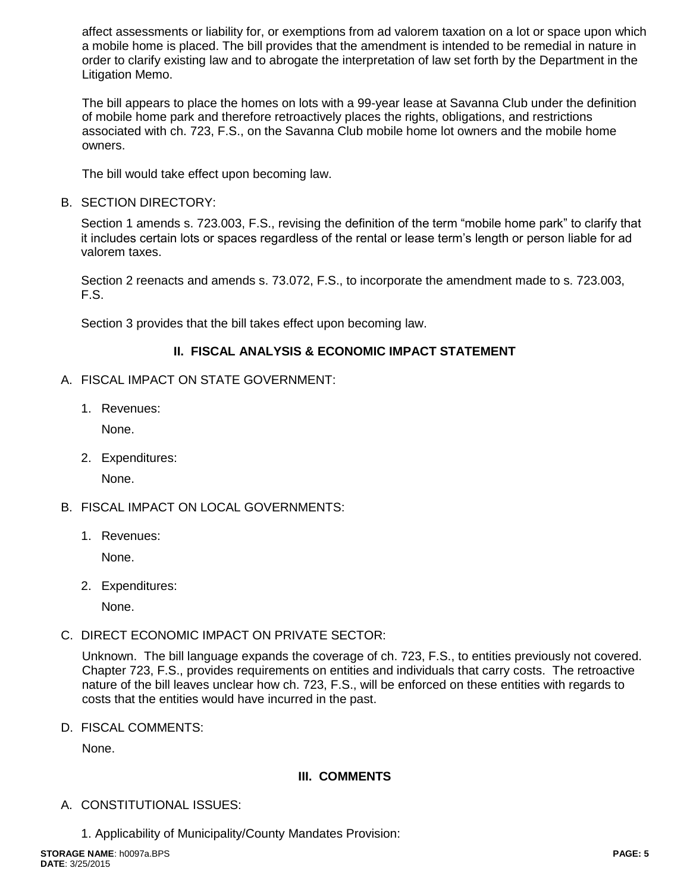affect assessments or liability for, or exemptions from ad valorem taxation on a lot or space upon which a mobile home is placed. The bill provides that the amendment is intended to be remedial in nature in order to clarify existing law and to abrogate the interpretation of law set forth by the Department in the Litigation Memo.

The bill appears to place the homes on lots with a 99-year lease at Savanna Club under the definition of mobile home park and therefore retroactively places the rights, obligations, and restrictions associated with ch. 723, F.S., on the Savanna Club mobile home lot owners and the mobile home owners.

The bill would take effect upon becoming law.

B. SECTION DIRECTORY:

Section 1 amends s. 723.003, F.S., revising the definition of the term "mobile home park" to clarify that it includes certain lots or spaces regardless of the rental or lease term's length or person liable for ad valorem taxes.

Section 2 reenacts and amends s. 73.072, F.S., to incorporate the amendment made to s. 723.003, F.S.

Section 3 provides that the bill takes effect upon becoming law.

## II. FISCAL ANALYSIS & ECONOMIC IMPACT STATEMENT

A. FISCAL IMPACT ON STATE GOVERNMENT:

1. Revenues:

   None.

2. Expenditures:

   None.

B. FISCAL IMPACT ON LOCAL GOVERNMENTS:

1. Revenues:

   None.

2. Expenditures:

   None.

C. DIRECT ECONOMIC IMPACT ON PRIVATE SECTOR:

Unknown. The bill language expands the coverage of ch. 723, F.S., to entities previously not covered. Chapter 723, F.S., provides requirements on entities and individuals that carry costs. The retroactive nature of the bill leaves unclear how ch. 723, F.S., will be enforced on these entities with regards to costs that the entities would have incurred in the past.

D. FISCAL COMMENTS:

None.

## III. COMMENTS

A. CONSTITUTIONAL ISSUES:

1. Applicability of Municipality/County Mandates Provision: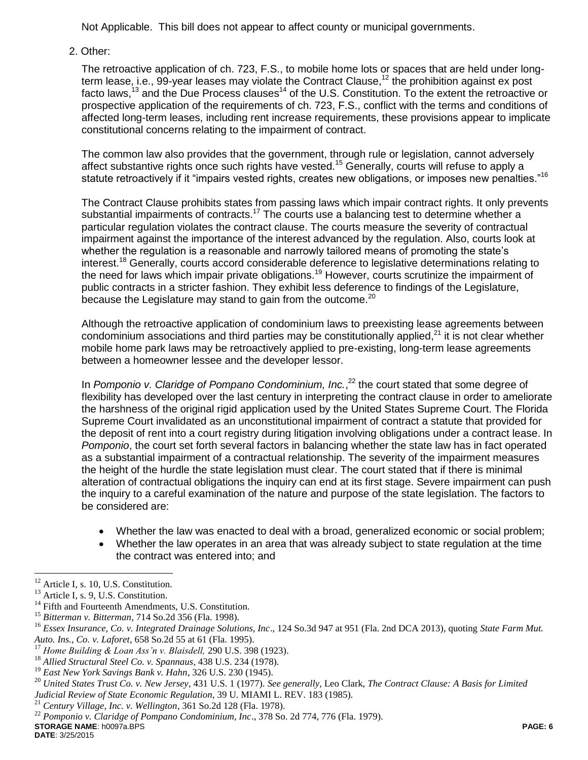Not Applicable. This bill does not appear to affect county or municipal governments.

2. Other:

The retroactive application of ch. 723, F.S., to mobile home lots or spaces that are held under long-term lease, i.e., 99-year leases may violate the Contract Clause,[12] the prohibition against ex post facto laws,[13] and the Due Process clauses[14] of the U.S. Constitution. To the extent the retroactive or prospective application of the requirements of ch. 723, F.S., conflict with the terms and conditions of affected long-term leases, including rent increase requirements, these provisions appear to implicate constitutional concerns relating to the impairment of contract.

The common law also provides that the government, through rule or legislation, cannot adversely affect substantive rights once such rights have vested.[15] Generally, courts will refuse to apply a statute retroactively if it "impairs vested rights, creates new obligations, or imposes new penalties."[16]

The Contract Clause prohibits states from passing laws which impair contract rights. It only prevents substantial impairments of contracts.[17] The courts use a balancing test to determine whether a particular regulation violates the contract clause. The courts measure the severity of contractual impairment against the importance of the interest advanced by the regulation. Also, courts look at whether the regulation is a reasonable and narrowly tailored means of promoting the state's interest.[18] Generally, courts accord considerable deference to legislative determinations relating to the need for laws which impair private obligations.[19] However, courts scrutinize the impairment of public contracts in a stricter fashion. They exhibit less deference to findings of the Legislature, because the Legislature may stand to gain from the outcome.[20]

Although the retroactive application of condominium laws to preexisting lease agreements between condominium associations and third parties may be constitutionally applied,[21] it is not clear whether mobile home park laws may be retroactively applied to pre-existing, long-term lease agreements between a homeowner lessee and the developer lessor.

In *Pomponio v. Claridge of Pompano Condominium, Inc.*,[22] the court stated that some degree of flexibility has developed over the last century in interpreting the contract clause in order to ameliorate the harshness of the original rigid application used by the United States Supreme Court. The Florida Supreme Court invalidated as an unconstitutional impairment of contract a statute that provided for the deposit of rent into a court registry during litigation involving obligations under a contract lease. In *Pomponio*, the court set forth several factors in balancing whether the state law has in fact operated as a substantial impairment of a contractual relationship. The severity of the impairment measures the height of the hurdle the state legislation must clear. The court stated that if there is minimal alteration of contractual obligations the inquiry can end at its first stage. Severe impairment can push the inquiry to a careful examination of the nature and purpose of the state legislation. The factors to be considered are:

- Whether the law was enacted to deal with a broad, generalized economic or social problem;
- Whether the law operates in an area that was already subject to state regulation at the time the contract was entered into; and

---

[12] Article I, s. 10, U.S. Constitution.

[13] Article I, s. 9, U.S. Constitution.

[14] Fifth and Fourteenth Amendments, U.S. Constitution.

[15] *Bitterman v. Bitterman*, 714 So.2d 356 (Fla. 1998).

[16] *Essex Insurance, Co. v. Integrated Drainage Solutions, Inc*., 124 So.3d 947 at 951 (Fla. 2nd DCA 2013), quoting *State Farm Mut. Auto. Ins., Co. v. Laforet*, 658 So.2d 55 at 61 (Fla. 1995).

[17] *Home Building & Loan Ass'n v. Blaisdell,* 290 U.S. 398 (1923).

[18] *Allied Structural Steel Co. v. Spannaus*, 438 U.S. 234 (1978).

[19] *East New York Savings Bank v. Hahn*, 326 U.S. 230 (1945).

[20] *United States Trust Co. v. New Jersey*, 431 U.S. 1 (1977). *See generally*, Leo Clark, *The Contract Clause: A Basis for Limited Judicial Review of State Economic Regulation*, 39 U. MIAMI L. REV. 183 (1985).

[21] *Century Village, Inc. v. Wellington*, 361 So.2d 128 (Fla. 1978).

[22] *Pomponio v. Claridge of Pompano Condominium, Inc*., 378 So. 2d 774, 776 (Fla. 1979).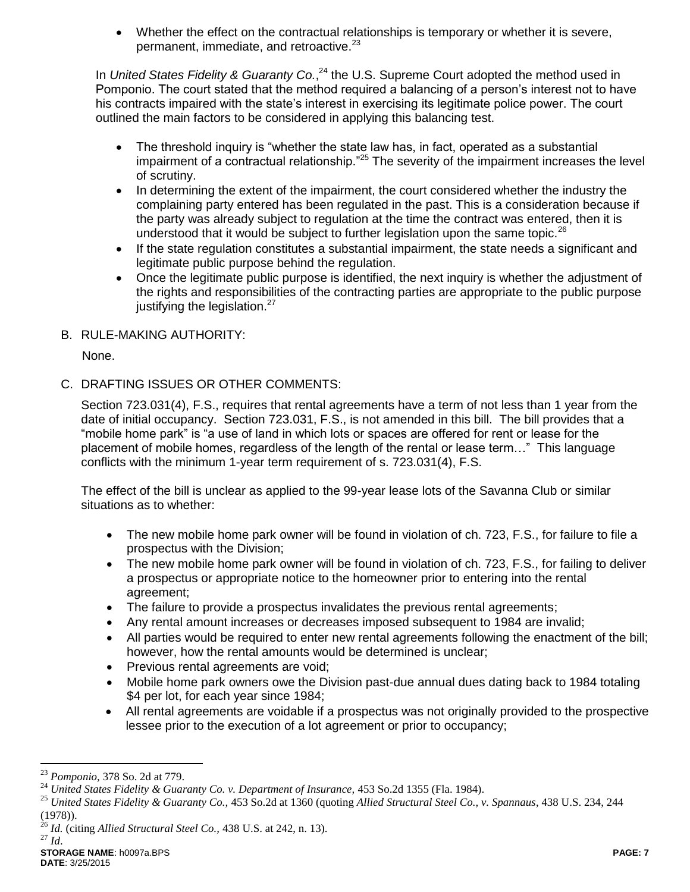- Whether the effect on the contractual relationships is temporary or whether it is severe, permanent, immediate, and retroactive.[23]

In *United States Fidelity & Guaranty Co.*,[24] the U.S. Supreme Court adopted the method used in Pomponio. The court stated that the method required a balancing of a person's interest not to have his contracts impaired with the state's interest in exercising its legitimate police power. The court outlined the main factors to be considered in applying this balancing test.

- The threshold inquiry is "whether the state law has, in fact, operated as a substantial impairment of a contractual relationship."[25] The severity of the impairment increases the level of scrutiny.
- In determining the extent of the impairment, the court considered whether the industry the complaining party entered has been regulated in the past. This is a consideration because if the party was already subject to regulation at the time the contract was entered, then it is understood that it would be subject to further legislation upon the same topic.[26]
- If the state regulation constitutes a substantial impairment, the state needs a significant and legitimate public purpose behind the regulation.
- Once the legitimate public purpose is identified, the next inquiry is whether the adjustment of the rights and responsibilities of the contracting parties are appropriate to the public purpose justifying the legislation.[27]

B. RULE-MAKING AUTHORITY:

None.

C. DRAFTING ISSUES OR OTHER COMMENTS:

Section 723.031(4), F.S., requires that rental agreements have a term of not less than 1 year from the date of initial occupancy. Section 723.031, F.S., is not amended in this bill. The bill provides that a "mobile home park" is "a use of land in which lots or spaces are offered for rent or lease for the placement of mobile homes, regardless of the length of the rental or lease term…" This language conflicts with the minimum 1-year term requirement of s. 723.031(4), F.S.

The effect of the bill is unclear as applied to the 99-year lease lots of the Savanna Club or similar situations as to whether:

- The new mobile home park owner will be found in violation of ch. 723, F.S., for failure to file a prospectus with the Division;
- The new mobile home park owner will be found in violation of ch. 723, F.S., for failing to deliver a prospectus or appropriate notice to the homeowner prior to entering into the rental agreement;
- The failure to provide a prospectus invalidates the previous rental agreements;
- Any rental amount increases or decreases imposed subsequent to 1984 are invalid;
- All parties would be required to enter new rental agreements following the enactment of the bill; however, how the rental amounts would be determined is unclear;
- Previous rental agreements are void;
- Mobile home park owners owe the Division past-due annual dues dating back to 1984 totaling $4 per lot, for each year since 1984;
- All rental agreements are voidable if a prospectus was not originally provided to the prospective lessee prior to the execution of a lot agreement or prior to occupancy;

---

[23] *Pomponio,* 378 So. 2d at 779.

[24] *United States Fidelity & Guaranty Co. v. Department of Insurance,* 453 So.2d 1355 (Fla. 1984).

[25] *United States Fidelity & Guaranty Co.,* 453 So.2d at 1360 (quoting *Allied Structural Steel Co., v. Spannaus*, 438 U.S. 234, 244 (1978)).

[26] *Id.* (citing *Allied Structural Steel Co.,* 438 U.S. at 242, n. 13).

[27] *Id.*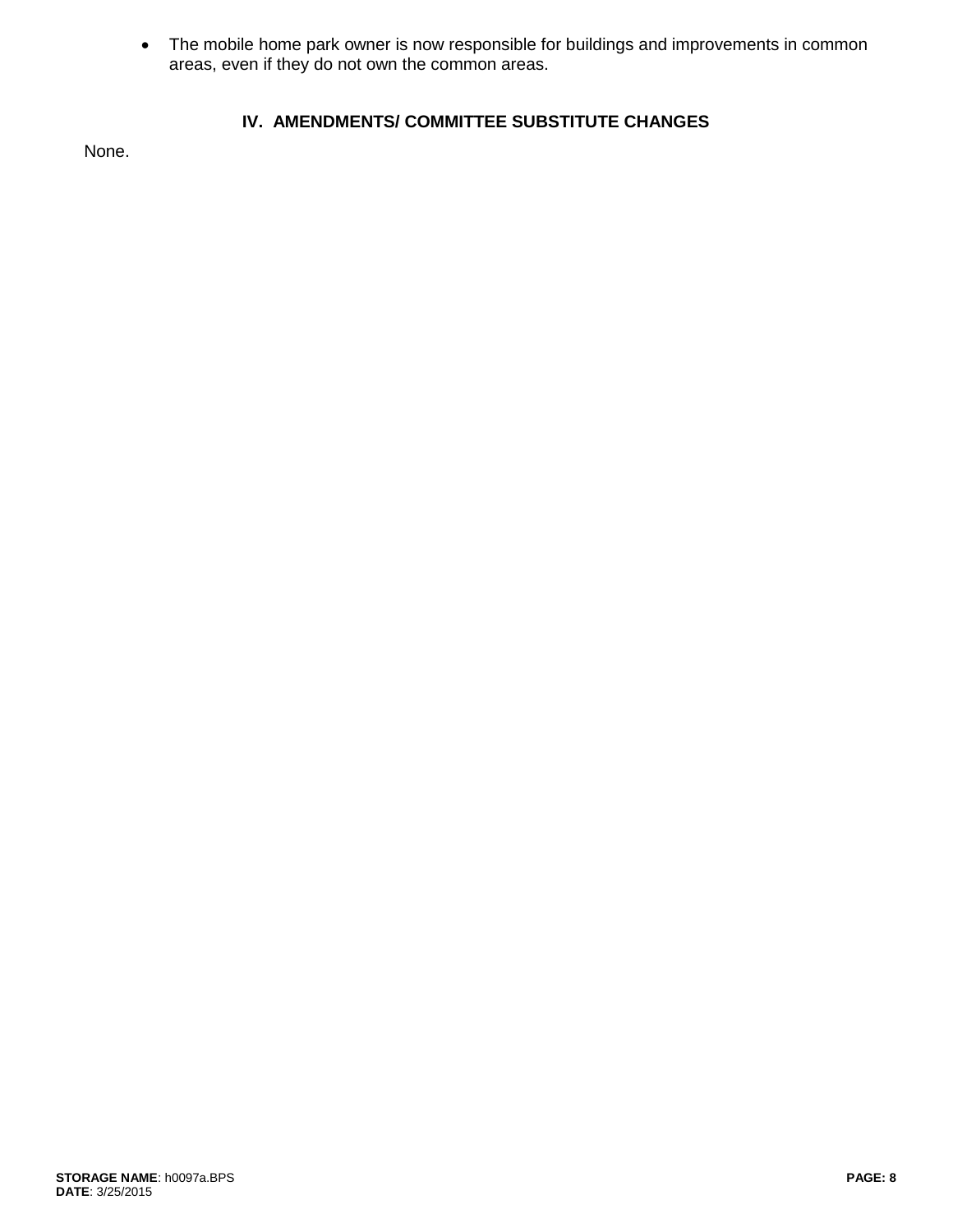- The mobile home park owner is now responsible for buildings and improvements in common areas, even if they do not own the common areas.

## IV. AMENDMENTS/ COMMITTEE SUBSTITUTE CHANGES

None.